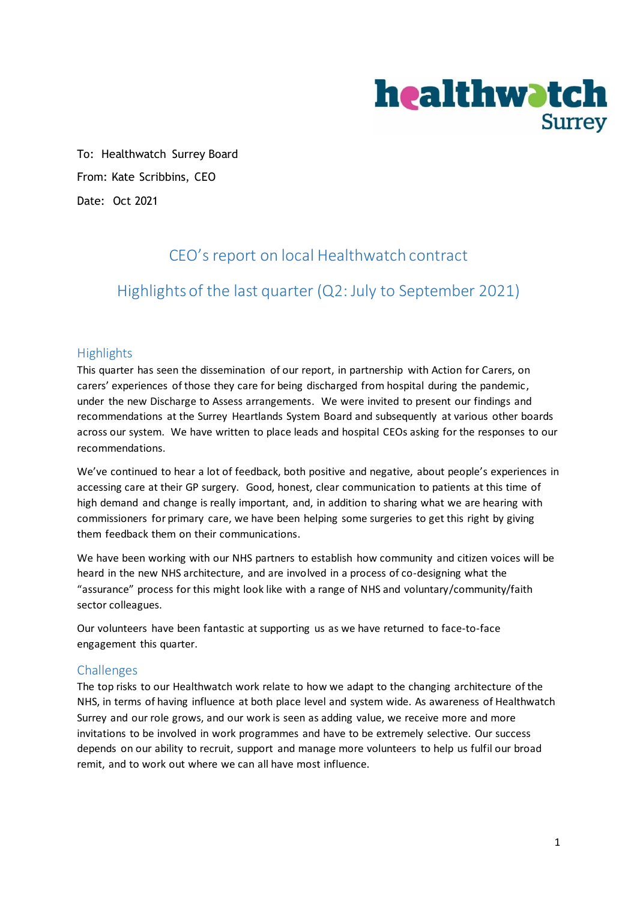healthwatch Surrey

To: Healthwatch Surrey Board

From: Kate Scribbins, CEO

Date: Oct 2021

# CEO's report on local Healthwatch contract

# Highlights of the last quarter (Q2: July to September 2021)

## Highlights

This quarter has seen the dissemination of our report, in partnership with Action for Carers, on carers' experiences of those they care for being discharged from hospital during the pandemic, under the new Discharge to Assess arrangements. We were invited to present our findings and recommendations at the Surrey Heartlands System Board and subsequently at various other boards across our system. We have written to place leads and hospital CEOs asking for the responses to our recommendations.

We've continued to hear a lot of feedback, both positive and negative, about people's experiences in accessing care at their GP surgery. Good, honest, clear communication to patients at this time of high demand and change is really important, and, in addition to sharing what we are hearing with commissioners for primary care, we have been helping some surgeries to get this right by giving them feedback them on their communications.

We have been working with our NHS partners to establish how community and citizen voices will be heard in the new NHS architecture, and are involved in a process of co-designing what the "assurance" process for this might look like with a range of NHS and voluntary/community/faith sector colleagues.

Our volunteers have been fantastic at supporting us as we have returned to face-to-face engagement this quarter.

## Challenges

The top risks to our Healthwatch work relate to how we adapt to the changing architecture of the NHS, in terms of having influence at both place level and system wide. As awareness of Healthwatch Surrey and our role grows, and our work is seen as adding value, we receive more and more invitations to be involved in work programmes and have to be extremely selective. Our success depends on our ability to recruit, support and manage more volunteers to help us fulfil our broad remit, and to work out where we can all have most influence.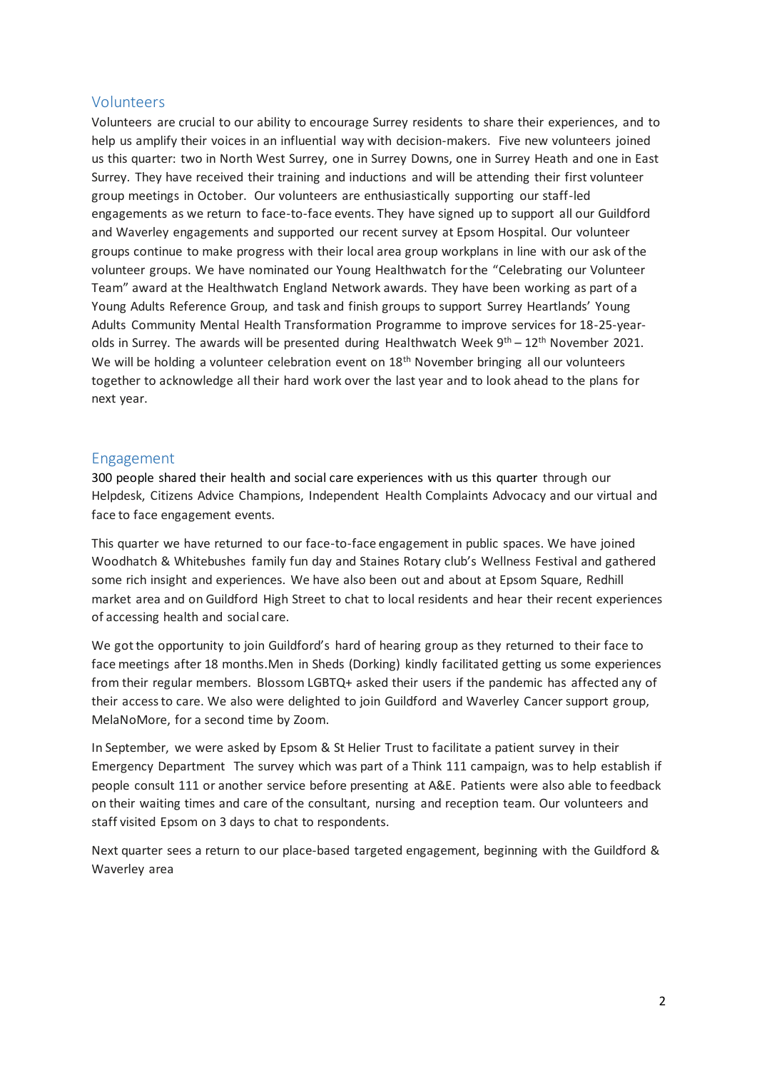## Volunteers

Volunteers are crucial to our ability to encourage Surrey residents to share their experiences, and to help us amplify their voices in an influential way with decision-makers. Five new volunteers joined us this quarter: two in North West Surrey, one in Surrey Downs, one in Surrey Heath and one in East Surrey. They have received their training and inductions and will be attending their first volunteer group meetings in October. Our volunteers are enthusiastically supporting our staff-led engagements as we return to face-to-face events. They have signed up to support all our Guildford and Waverley engagements and supported our recent survey at Epsom Hospital. Our volunteer groups continue to make progress with their local area group workplans in line with our ask of the volunteer groups. We have nominated our Young Healthwatch for the "Celebrating our Volunteer Team" award at the Healthwatch England Network awards. They have been working as part of a Young Adults Reference Group, and task and finish groups to support Surrey Heartlands' Young Adults Community Mental Health Transformation Programme to improve services for 18-25-year-olds in Surrey. The awards will be presented during Healthwatch Week 9th – 12th November 2021. We will be holding a volunteer celebration event on 18th November bringing all our volunteers together to acknowledge all their hard work over the last year and to look ahead to the plans for next year.

## Engagement

300 people shared their health and social care experiences with us this quarter through our Helpdesk, Citizens Advice Champions, Independent Health Complaints Advocacy and our virtual and face to face engagement events.

This quarter we have returned to our face-to-face engagement in public spaces. We have joined Woodhatch & Whitebushes family fun day and Staines Rotary club's Wellness Festival and gathered some rich insight and experiences. We have also been out and about at Epsom Square, Redhill market area and on Guildford High Street to chat to local residents and hear their recent experiences of accessing health and social care.

We got the opportunity to join Guildford's hard of hearing group as they returned to their face to face meetings after 18 months.Men in Sheds (Dorking) kindly facilitated getting us some experiences from their regular members. Blossom LGBTQ+ asked their users if the pandemic has affected any of their access to care. We also were delighted to join Guildford and Waverley Cancer support group, MelaNoMore, for a second time by Zoom.

In September, we were asked by Epsom & St Helier Trust to facilitate a patient survey in their Emergency Department The survey which was part of a Think 111 campaign, was to help establish if people consult 111 or another service before presenting at A&E. Patients were also able to feedback on their waiting times and care of the consultant, nursing and reception team. Our volunteers and staff visited Epsom on 3 days to chat to respondents.

Next quarter sees a return to our place-based targeted engagement, beginning with the Guildford & Waverley area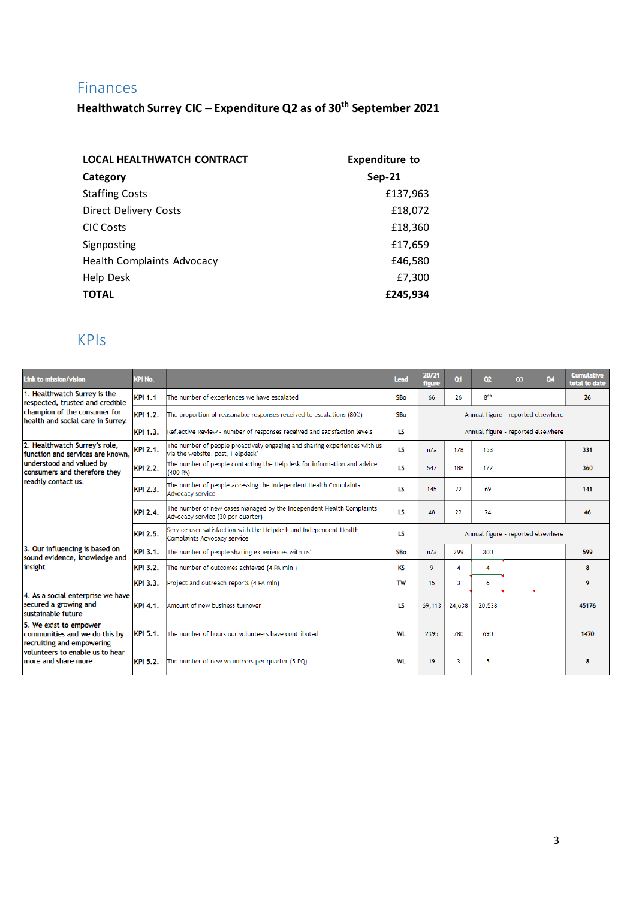## Finances

**Healthwatch Surrey CIC – Expenditure Q2 as of 30th September 2021**

| **LOCAL HEALTHWATCH CONTRACT** | **Expenditure to** |
|---|---|
| **Category** | **Sep-21** |
| Staffing Costs | £137,963 |
| Direct Delivery Costs | £18,072 |
| CIC Costs | £18,360 |
| Signposting | £17,659 |
| Health Complaints Advocacy | £46,580 |
| Help Desk | £7,300 |
| **TOTAL** | **£245,934** |

## KPIs

| Link to mission/vision | KPI No. | | Lead | 20/21 figure | Q1 | Q2 | Q3 | Q4 | Cumulative total to date |
|---|---|---|---|---|---|---|---|---|---|
| 1. Healthwatch Surrey is the respected, trusted and credible champion of the consumer for health and social care in Surrey. | KPI 1.1 | The number of experiences we have escalated | SBo | 66 | 26 | 8** | | | 26 |
| | KPI 1.2. | The proportion of reasonable responses received to escalations (80%) | SBo | Annual figure - reported elsewhere | | | | | |
| | KPI 1.3. | Reflective Review - number of responses received and satisfaction levels | LS | Annual figure - reported elsewhere | | | | | |
| 2. Healthwatch Surrey's role, function and services are known, understood and valued by consumers and therefore they readily contact us. | KPI 2.1. | The number of people proactively engaging and sharing experiences with us via the website, post, Helpdesk* | LS | n/a | 178 | 153 | | | 331 |
| | KPI 2.2. | The number of people contacting the Helpdesk for information and advice (400 PA) | LS | 547 | 188 | 172 | | | 360 |
| | KPI 2.3. | The number of people accessing the Independent Health Complaints Advocacy service | LS | 145 | 72 | 69 | | | 141 |
| | KPI 2.4. | The number of new cases managed by the Independent Health Complaints Advocacy service (30 per quarter) | LS | 48 | 22 | 24 | | | 46 |
| | KPI 2.5. | Service user satisfaction with the Helpdesk and Independent Health Complaints Advocacy service | LS | Annual figure - reported elsewhere | | | | | |
| 3. Our influencing is based on sound evidence, knowledge and insight | KPI 3.1. | The number of people sharing experiences with us* | SBo | n/a | 299 | 300 | | | 599 |
| | KPI 3.2. | The number of outcomes achieved (4 PA min ) | KS | 9 | 4 | 4 | | | 8 |
| | KPI 3.3. | Project and outreach reports (4 PA min) | TW | 15 | 3 | 6 | | | 9 |
| 4. As a social enterprise we have secured a growing and sustainable future | KPI 4.1. | Amount of new business turnover | LS | 69,113 | 24,638 | 20,538 | | | 45176 |
| 5. We exist to empower communities and we do this by recruiting and empowering volunteers to enable us to hear more and share more. | KPI 5.1. | The number of hours our volunteers have contributed | WL | 2395 | 780 | 690 | | | 1470 |
| | KPI 5.2. | The number of new volunteers per quarter (5 PQ) | WL | 19 | 3 | 5 | | | 8 |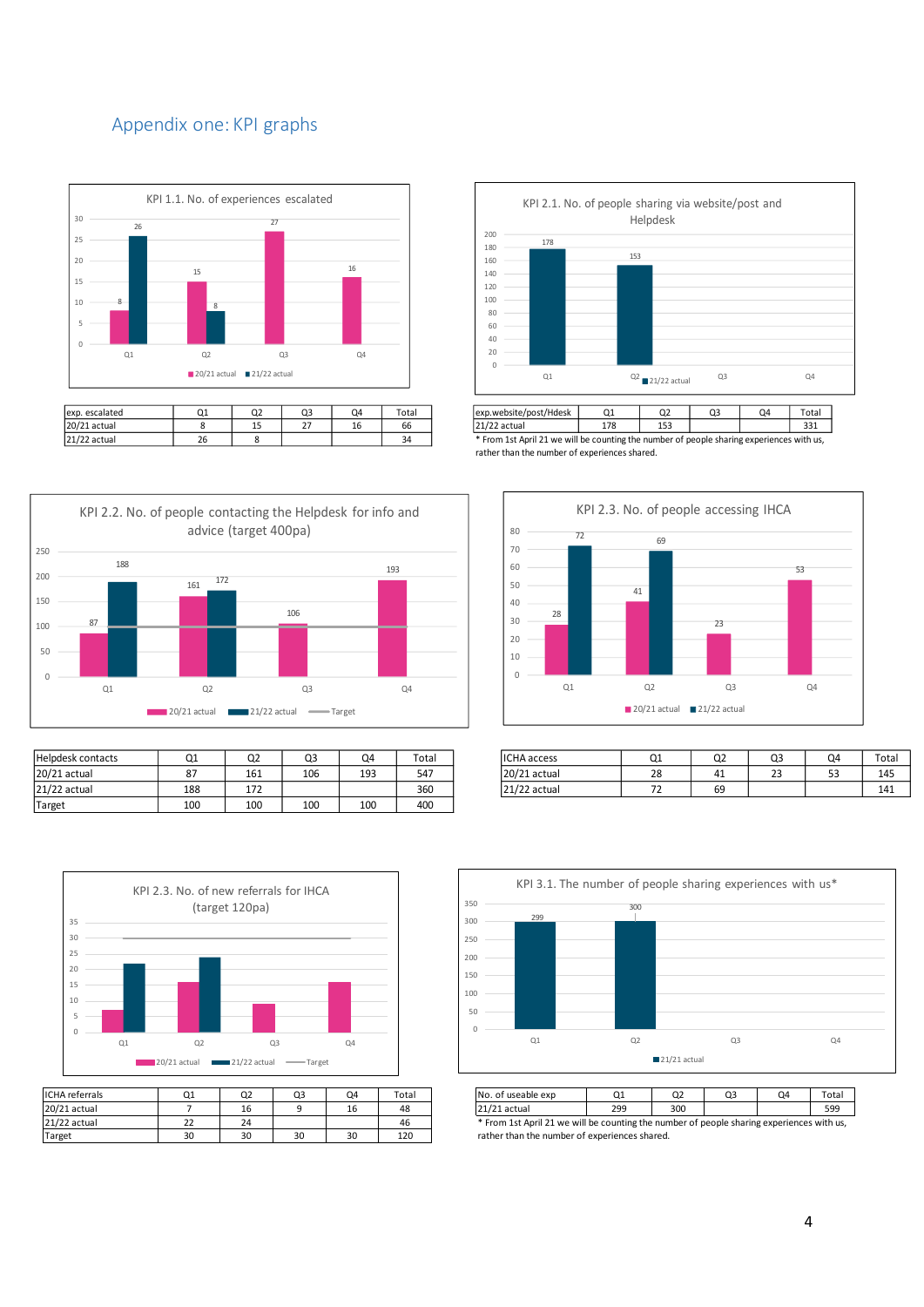# Appendix one: KPI graphs

KPI 1.1. No. of experiences escalated

| exp. escalated | Q1 | Q2 | Q3 | Q4 | Total |
|---|---|---|---|---|---|
| 20/21 actual | 8 | 15 | 27 | 16 | 66 |
| 21/22 actual | 26 | 8 | | | 34 |

KPI 2.1. No. of people sharing via website/post and Helpdesk

| exp.website/post/Hdesk | Q1 | Q2 | Q3 | Q4 | Total |
|---|---|---|---|---|---|
| 21/22 actual | 178 | 153 | | | 331 |

* From 1st April 21 we will be counting the number of people sharing experiences with us, rather than the number of experiences shared.

KPI 2.2. No. of people contacting the Helpdesk for info and advice (target 400pa)

| Helpdesk contacts | Q1 | Q2 | Q3 | Q4 | Total |
|---|---|---|---|---|---|
| 20/21 actual | 87 | 161 | 106 | 193 | 547 |
| 21/22 actual | 188 | 172 | | | 360 |
| Target | 100 | 100 | 100 | 100 | 400 |

KPI 2.3. No. of people accessing IHCA

| ICHA access | Q1 | Q2 | Q3 | Q4 | Total |
|---|---|---|---|---|---|
| 20/21 actual | 28 | 41 | 23 | 53 | 145 |
| 21/22 actual | 72 | 69 | | | 141 |

KPI 2.3. No. of new referrals for IHCA (target 120pa)

| ICHA referrals | Q1 | Q2 | Q3 | Q4 | Total |
|---|---|---|---|---|---|
| 20/21 actual | 7 | 16 | 9 | 16 | 48 |
| 21/22 actual | 22 | 24 | | | 46 |
| Target | 30 | 30 | 30 | 30 | 120 |

KPI 3.1. The number of people sharing experiences with us*

| No. of useable exp | Q1 | Q2 | Q3 | Q4 | Total |
|---|---|---|---|---|---|
| 21/21 actual | 299 | 300 | | | 599 |

* From 1st April 21 we will be counting the number of people sharing experiences with us, rather than the number of experiences shared.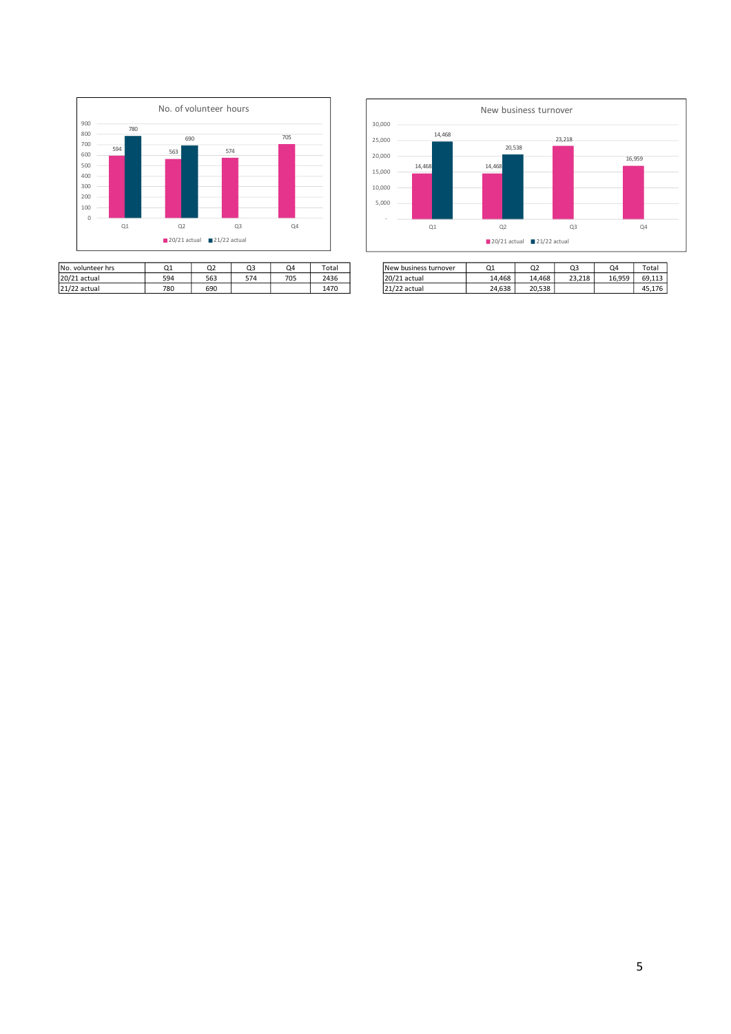No. of volunteer hours

900
800
700
600
500
400
300
200
100
0

594
780
563
690
574
705

Q1
Q2
Q3
Q4

20/21 actual
21/22 actual

| No. volunteer hrs | Q1 | Q2 | Q3 | Q4 | Total |
|---|---|---|---|---|---|
| 20/21 actual | 594 | 563 | 574 | 705 | 2436 |
| 21/22 actual | 780 | 690 | | | 1470 |

New business turnover

30,000
25,000
20,000
15,000
10,000
5,000
-

14,468
14,468
14,468
20,538
23,218
16,959

Q1
Q2
Q3
Q4

20/21 actual
21/22 actual

| New business turnover | Q1 | Q2 | Q3 | Q4 | Total |
|---|---|---|---|---|---|
| 20/21 actual | 14,468 | 14,468 | 23,218 | 16,959 | 69,113 |
| 21/22 actual | 24,638 | 20,538 | | | 45,176 |